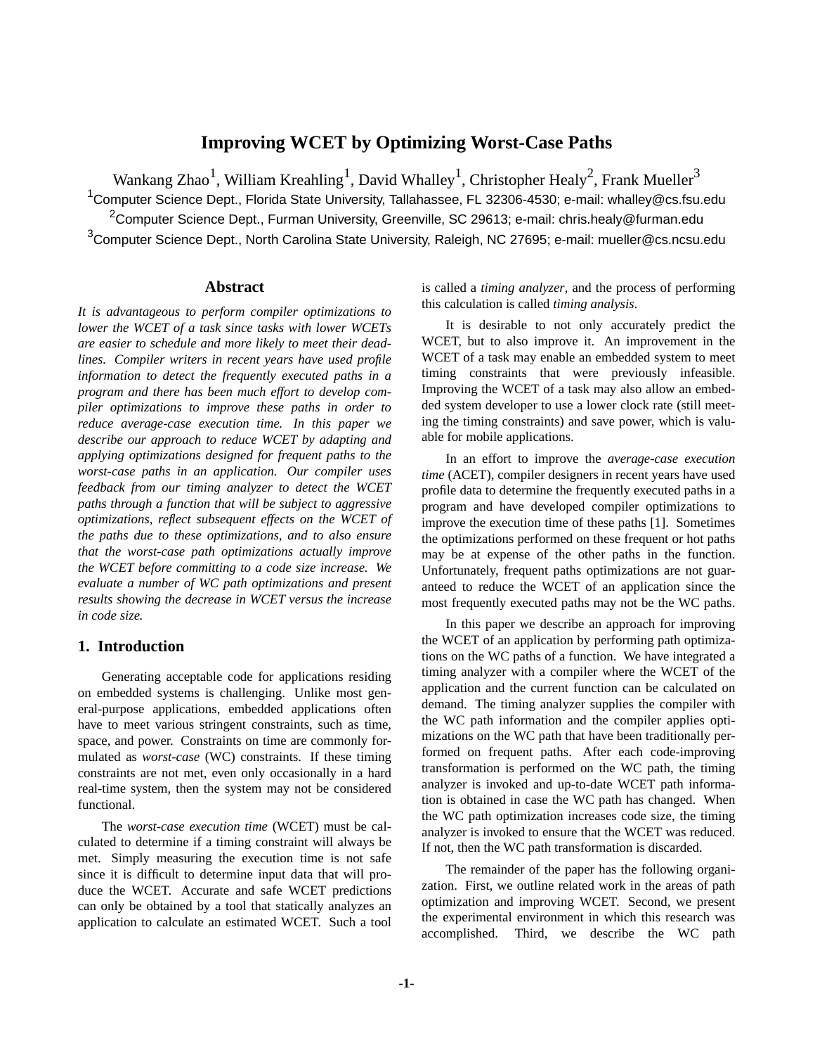# Improving WCET by Optimizing Worst-Case Paths

Wankang Zhao[1], William Kreahling[1], David Whalley[1], Christopher Healy[2], Frank Mueller[3]

[1]Computer Science Dept., Florida State University, Tallahassee, FL 32306-4530; e-mail: whalley@cs.fsu.edu

[2]Computer Science Dept., Furman University, Greenville, SC 29613; e-mail: chris.healy@furman.edu

[3]Computer Science Dept., North Carolina State University, Raleigh, NC 27695; e-mail: mueller@cs.ncsu.edu

## Abstract

*It is advantageous to perform compiler optimizations to lower the WCET of a task since tasks with lower WCETs are easier to schedule and more likely to meet their deadlines. Compiler writers in recent years have used profile information to detect the frequently executed paths in a program and there has been much effort to develop compiler optimizations to improve these paths in order to reduce average-case execution time. In this paper we describe our approach to reduce WCET by adapting and applying optimizations designed for frequent paths to the worst-case paths in an application. Our compiler uses feedback from our timing analyzer to detect the WCET paths through a function that will be subject to aggressive optimizations, reflect subsequent effects on the WCET of the paths due to these optimizations, and to also ensure that the worst-case path optimizations actually improve the WCET before committing to a code size increase. We evaluate a number of WC path optimizations and present results showing the decrease in WCET versus the increase in code size.*

## 1. Introduction

Generating acceptable code for applications residing on embedded systems is challenging. Unlike most general-purpose applications, embedded applications often have to meet various stringent constraints, such as time, space, and power. Constraints on time are commonly formulated as *worst-case* (WC) constraints. If these timing constraints are not met, even only occasionally in a hard real-time system, then the system may not be considered functional.

The *worst-case execution time* (WCET) must be calculated to determine if a timing constraint will always be met. Simply measuring the execution time is not safe since it is difficult to determine input data that will produce the WCET. Accurate and safe WCET predictions can only be obtained by a tool that statically analyzes an application to calculate an estimated WCET. Such a tool is called a *timing analyzer*, and the process of performing this calculation is called *timing analysis*.

It is desirable to not only accurately predict the WCET, but to also improve it. An improvement in the WCET of a task may enable an embedded system to meet timing constraints that were previously infeasible. Improving the WCET of a task may also allow an embedded system developer to use a lower clock rate (still meeting the timing constraints) and save power, which is valuable for mobile applications.

In an effort to improve the *average-case execution time* (ACET), compiler designers in recent years have used profile data to determine the frequently executed paths in a program and have developed compiler optimizations to improve the execution time of these paths [1]. Sometimes the optimizations performed on these frequent or hot paths may be at expense of the other paths in the function. Unfortunately, frequent paths optimizations are not guaranteed to reduce the WCET of an application since the most frequently executed paths may not be the WC paths.

In this paper we describe an approach for improving the WCET of an application by performing path optimizations on the WC paths of a function. We have integrated a timing analyzer with a compiler where the WCET of the application and the current function can be calculated on demand. The timing analyzer supplies the compiler with the WC path information and the compiler applies optimizations on the WC path that have been traditionally performed on frequent paths. After each code-improving transformation is performed on the WC path, the timing analyzer is invoked and up-to-date WCET path information is obtained in case the WC path has changed. When the WC path optimization increases code size, the timing analyzer is invoked to ensure that the WCET was reduced. If not, then the WC path transformation is discarded.

The remainder of the paper has the following organization. First, we outline related work in the areas of path optimization and improving WCET. Second, we present the experimental environment in which this research was accomplished. Third, we describe the WC path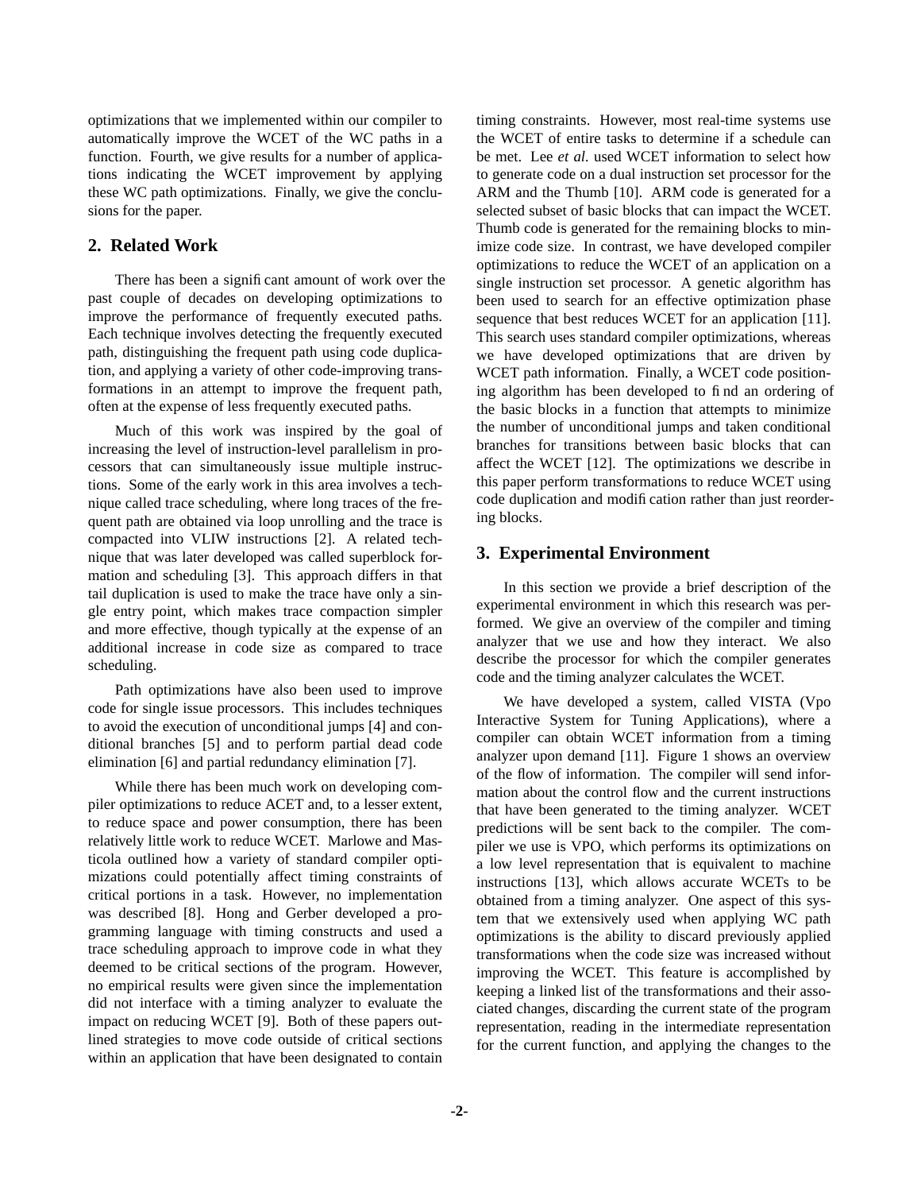optimizations that we implemented within our compiler to automatically improve the WCET of the WC paths in a function. Fourth, we give results for a number of applications indicating the WCET improvement by applying these WC path optimizations. Finally, we give the conclusions for the paper.

## 2. Related Work

There has been a significant amount of work over the past couple of decades on developing optimizations to improve the performance of frequently executed paths. Each technique involves detecting the frequently executed path, distinguishing the frequent path using code duplication, and applying a variety of other code-improving transformations in an attempt to improve the frequent path, often at the expense of less frequently executed paths.

Much of this work was inspired by the goal of increasing the level of instruction-level parallelism in processors that can simultaneously issue multiple instructions. Some of the early work in this area involves a technique called trace scheduling, where long traces of the frequent path are obtained via loop unrolling and the trace is compacted into VLIW instructions [2]. A related technique that was later developed was called superblock formation and scheduling [3]. This approach differs in that tail duplication is used to make the trace have only a single entry point, which makes trace compaction simpler and more effective, though typically at the expense of an additional increase in code size as compared to trace scheduling.

Path optimizations have also been used to improve code for single issue processors. This includes techniques to avoid the execution of unconditional jumps [4] and conditional branches [5] and to perform partial dead code elimination [6] and partial redundancy elimination [7].

While there has been much work on developing compiler optimizations to reduce ACET and, to a lesser extent, to reduce space and power consumption, there has been relatively little work to reduce WCET. Marlowe and Masticola outlined how a variety of standard compiler optimizations could potentially affect timing constraints of critical portions in a task. However, no implementation was described [8]. Hong and Gerber developed a programming language with timing constructs and used a trace scheduling approach to improve code in what they deemed to be critical sections of the program. However, no empirical results were given since the implementation did not interface with a timing analyzer to evaluate the impact on reducing WCET [9]. Both of these papers outlined strategies to move code outside of critical sections within an application that have been designated to contain timing constraints. However, most real-time systems use the WCET of entire tasks to determine if a schedule can be met. Lee *et al.* used WCET information to select how to generate code on a dual instruction set processor for the ARM and the Thumb [10]. ARM code is generated for a selected subset of basic blocks that can impact the WCET. Thumb code is generated for the remaining blocks to minimize code size. In contrast, we have developed compiler optimizations to reduce the WCET of an application on a single instruction set processor. A genetic algorithm has been used to search for an effective optimization phase sequence that best reduces WCET for an application [11]. This search uses standard compiler optimizations, whereas we have developed optimizations that are driven by WCET path information. Finally, a WCET code positioning algorithm has been developed to find an ordering of the basic blocks in a function that attempts to minimize the number of unconditional jumps and taken conditional branches for transitions between basic blocks that can affect the WCET [12]. The optimizations we describe in this paper perform transformations to reduce WCET using code duplication and modification rather than just reordering blocks.

## 3. Experimental Environment

In this section we provide a brief description of the experimental environment in which this research was performed. We give an overview of the compiler and timing analyzer that we use and how they interact. We also describe the processor for which the compiler generates code and the timing analyzer calculates the WCET.

We have developed a system, called VISTA (Vpo Interactive System for Tuning Applications), where a compiler can obtain WCET information from a timing analyzer upon demand [11]. Figure 1 shows an overview of the flow of information. The compiler will send information about the control flow and the current instructions that have been generated to the timing analyzer. WCET predictions will be sent back to the compiler. The compiler we use is VPO, which performs its optimizations on a low level representation that is equivalent to machine instructions [13], which allows accurate WCETs to be obtained from a timing analyzer. One aspect of this system that we extensively used when applying WC path optimizations is the ability to discard previously applied transformations when the code size was increased without improving the WCET. This feature is accomplished by keeping a linked list of the transformations and their associated changes, discarding the current state of the program representation, reading in the intermediate representation for the current function, and applying the changes to the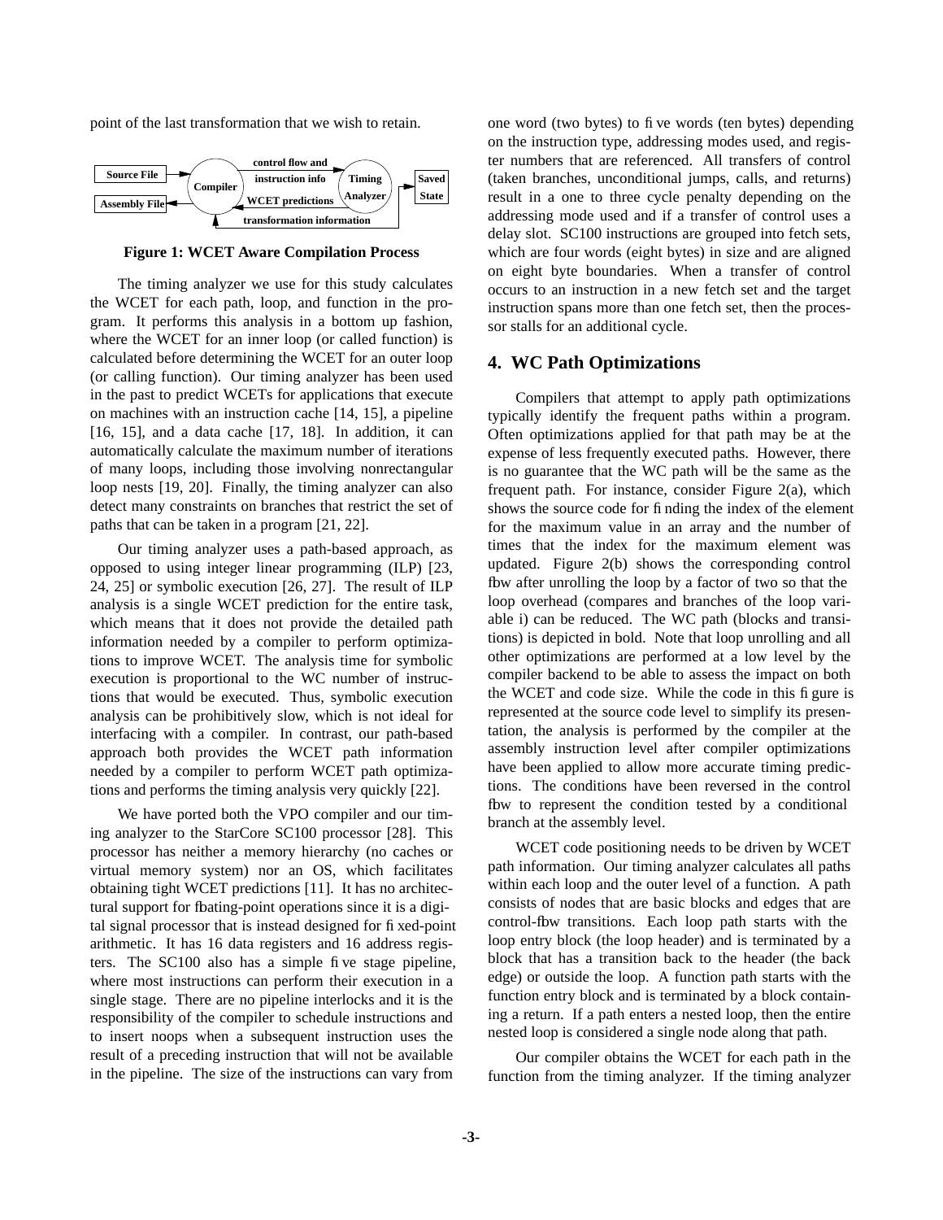point of the last transformation that we wish to retain.

**Figure 1: WCET Aware Compilation Process**

The timing analyzer we use for this study calculates the WCET for each path, loop, and function in the program. It performs this analysis in a bottom up fashion, where the WCET for an inner loop (or called function) is calculated before determining the WCET for an outer loop (or calling function). Our timing analyzer has been used in the past to predict WCETs for applications that execute on machines with an instruction cache [14, 15], a pipeline [16, 15], and a data cache [17, 18]. In addition, it can automatically calculate the maximum number of iterations of many loops, including those involving nonrectangular loop nests [19, 20]. Finally, the timing analyzer can also detect many constraints on branches that restrict the set of paths that can be taken in a program [21, 22].

Our timing analyzer uses a path-based approach, as opposed to using integer linear programming (ILP) [23, 24, 25] or symbolic execution [26, 27]. The result of ILP analysis is a single WCET prediction for the entire task, which means that it does not provide the detailed path information needed by a compiler to perform optimizations to improve WCET. The analysis time for symbolic execution is proportional to the WC number of instructions that would be executed. Thus, symbolic execution analysis can be prohibitively slow, which is not ideal for interfacing with a compiler. In contrast, our path-based approach both provides the WCET path information needed by a compiler to perform WCET path optimizations and performs the timing analysis very quickly [22].

We have ported both the VPO compiler and our timing analyzer to the StarCore SC100 processor [28]. This processor has neither a memory hierarchy (no caches or virtual memory system) nor an OS, which facilitates obtaining tight WCET predictions [11]. It has no architectural support for floating-point operations since it is a digital signal processor that is instead designed for fixed-point arithmetic. It has 16 data registers and 16 address registers. The SC100 also has a simple five stage pipeline, where most instructions can perform their execution in a single stage. There are no pipeline interlocks and it is the responsibility of the compiler to schedule instructions and to insert noops when a subsequent instruction uses the result of a preceding instruction that will not be available in the pipeline. The size of the instructions can vary from one word (two bytes) to five words (ten bytes) depending on the instruction type, addressing modes used, and register numbers that are referenced. All transfers of control (taken branches, unconditional jumps, calls, and returns) result in a one to three cycle penalty depending on the addressing mode used and if a transfer of control uses a delay slot. SC100 instructions are grouped into fetch sets, which are four words (eight bytes) in size and are aligned on eight byte boundaries. When a transfer of control occurs to an instruction in a new fetch set and the target instruction spans more than one fetch set, then the processor stalls for an additional cycle.

## 4. WC Path Optimizations

Compilers that attempt to apply path optimizations typically identify the frequent paths within a program. Often optimizations applied for that path may be at the expense of less frequently executed paths. However, there is no guarantee that the WC path will be the same as the frequent path. For instance, consider Figure 2(a), which shows the source code for finding the index of the element for the maximum value in an array and the number of times that the index for the maximum element was updated. Figure 2(b) shows the corresponding control flow after unrolling the loop by a factor of two so that the loop overhead (compares and branches of the loop variable i) can be reduced. The WC path (blocks and transitions) is depicted in bold. Note that loop unrolling and all other optimizations are performed at a low level by the compiler backend to be able to assess the impact on both the WCET and code size. While the code in this figure is represented at the source code level to simplify its presentation, the analysis is performed by the compiler at the assembly instruction level after compiler optimizations have been applied to allow more accurate timing predictions. The conditions have been reversed in the control flow to represent the condition tested by a conditional branch at the assembly level.

WCET code positioning needs to be driven by WCET path information. Our timing analyzer calculates all paths within each loop and the outer level of a function. A path consists of nodes that are basic blocks and edges that are control-flow transitions. Each loop path starts with the loop entry block (the loop header) and is terminated by a block that has a transition back to the header (the back edge) or outside the loop. A function path starts with the function entry block and is terminated by a block containing a return. If a path enters a nested loop, then the entire nested loop is considered a single node along that path.

Our compiler obtains the WCET for each path in the function from the timing analyzer. If the timing analyzer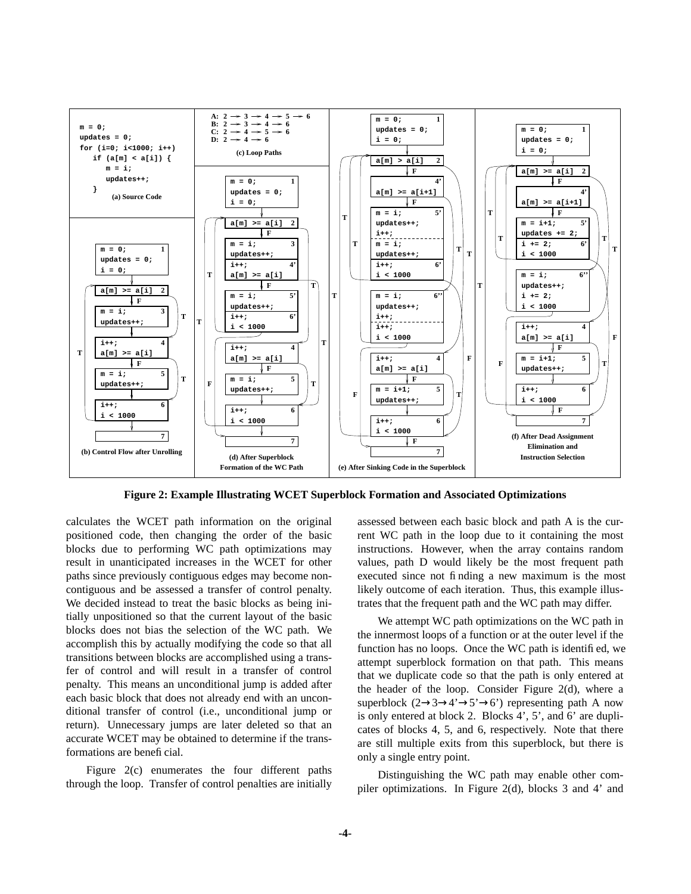**Figure 2: Example Illustrating WCET Superblock Formation and Associated Optimizations**

calculates the WCET path information on the original positioned code, then changing the order of the basic blocks due to performing WC path optimizations may result in unanticipated increases in the WCET for other paths since previously contiguous edges may become noncontiguous and be assessed a transfer of control penalty. We decided instead to treat the basic blocks as being initially unpositioned so that the current layout of the basic blocks does not bias the selection of the WC path. We accomplish this by actually modifying the code so that all transitions between blocks are accomplished using a transfer of control and will result in a transfer of control penalty. This means an unconditional jump is added after each basic block that does not already end with an unconditional transfer of control (i.e., unconditional jump or return). Unnecessary jumps are later deleted so that an accurate WCET may be obtained to determine if the transformations are beneficial.

Figure 2(c) enumerates the four different paths through the loop. Transfer of control penalties are initially assessed between each basic block and path A is the current WC path in the loop due to it containing the most instructions. However, when the array contains random values, path D would likely be the most frequent path executed since not finding a new maximum is the most likely outcome of each iteration. Thus, this example illustrates that the frequent path and the WC path may differ.

We attempt WC path optimizations on the WC path in the innermost loops of a function or at the outer level if the function has no loops. Once the WC path is identified, we attempt superblock formation on that path. This means that we duplicate code so that the path is only entered at the header of the loop. Consider Figure 2(d), where a superblock (2→3→4'→5'→6') representing path A now is only entered at block 2. Blocks 4', 5', and 6' are duplicates of blocks 4, 5, and 6, respectively. Note that there are still multiple exits from this superblock, but there is only a single entry point.

Distinguishing the WC path may enable other compiler optimizations. In Figure 2(d), blocks 3 and 4' and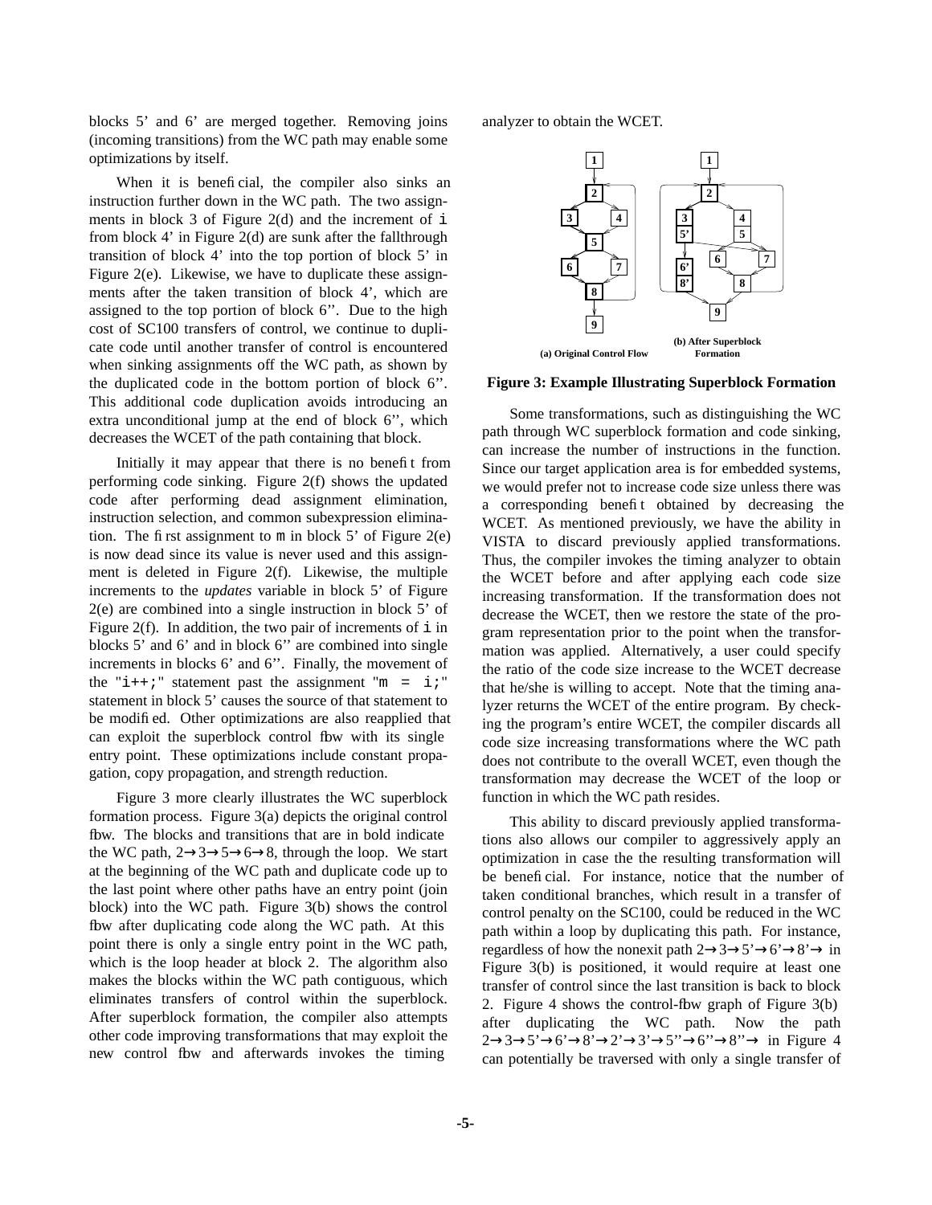blocks 5' and 6' are merged together. Removing joins (incoming transitions) from the WC path may enable some optimizations by itself.

When it is beneficial, the compiler also sinks an instruction further down in the WC path. The two assignments in block 3 of Figure 2(d) and the increment of `i` from block 4' in Figure 2(d) are sunk after the fallthrough transition of block 4' into the top portion of block 5' in Figure 2(e). Likewise, we have to duplicate these assignments after the taken transition of block 4', which are assigned to the top portion of block 6''. Due to the high cost of SC100 transfers of control, we continue to duplicate code until another transfer of control is encountered when sinking assignments off the WC path, as shown by the duplicated code in the bottom portion of block 6''. This additional code duplication avoids introducing an extra unconditional jump at the end of block 6'', which decreases the WCET of the path containing that block.

Initially it may appear that there is no benefit from performing code sinking. Figure 2(f) shows the updated code after performing dead assignment elimination, instruction selection, and common subexpression elimination. The first assignment to `m` in block 5' of Figure 2(e) is now dead since its value is never used and this assignment is deleted in Figure 2(f). Likewise, the multiple increments to the *updates* variable in block 5' of Figure 2(e) are combined into a single instruction in block 5' of Figure 2(f). In addition, the two pair of increments of `i` in blocks 5' and 6' and in block 6'' are combined into single increments in blocks 6' and 6''. Finally, the movement of the "`i++;`" statement past the assignment "`m = i;`" statement in block 5' causes the source of that statement to be modified. Other optimizations are also reapplied that can exploit the superblock control flow with its single entry point. These optimizations include constant propagation, copy propagation, and strength reduction.

Figure 3 more clearly illustrates the WC superblock formation process. Figure 3(a) depicts the original control flow. The blocks and transitions that are in bold indicate the WC path, 2→3→5→6→8, through the loop. We start at the beginning of the WC path and duplicate code up to the last point where other paths have an entry point (join block) into the WC path. Figure 3(b) shows the control flow after duplicating code along the WC path. At this point there is only a single entry point in the WC path, which is the loop header at block 2. The algorithm also makes the blocks within the WC path contiguous, which eliminates transfers of control within the superblock. After superblock formation, the compiler also attempts other code improving transformations that may exploit the new control flow and afterwards invokes the timing analyzer to obtain the WCET.

(a) Original Control Flow

(b) After Superblock Formation

**Figure 3: Example Illustrating Superblock Formation**

Some transformations, such as distinguishing the WC path through WC superblock formation and code sinking, can increase the number of instructions in the function. Since our target application area is for embedded systems, we would prefer not to increase code size unless there was a corresponding benefit obtained by decreasing the WCET. As mentioned previously, we have the ability in VISTA to discard previously applied transformations. Thus, the compiler invokes the timing analyzer to obtain the WCET before and after applying each code size increasing transformation. If the transformation does not decrease the WCET, then we restore the state of the program representation prior to the point when the transformation was applied. Alternatively, a user could specify the ratio of the code size increase to the WCET decrease that he/she is willing to accept. Note that the timing analyzer returns the WCET of the entire program. By checking the program's entire WCET, the compiler discards all code size increasing transformations where the WC path does not contribute to the overall WCET, even though the transformation may decrease the WCET of the loop or function in which the WC path resides.

This ability to discard previously applied transformations also allows our compiler to aggressively apply an optimization in case the the resulting transformation will be beneficial. For instance, notice that the number of taken conditional branches, which result in a transfer of control penalty on the SC100, could be reduced in the WC path within a loop by duplicating this path. For instance, regardless of how the nonexit path 2→3→5'→6'→8'→ in Figure 3(b) is positioned, it would require at least one transfer of control since the last transition is back to block 2. Figure 4 shows the control-flow graph of Figure 3(b) after duplicating the WC path. Now the path 2→3→5'→6'→8'→2'→3'→5''→6''→8''→ in Figure 4 can potentially be traversed with only a single transfer of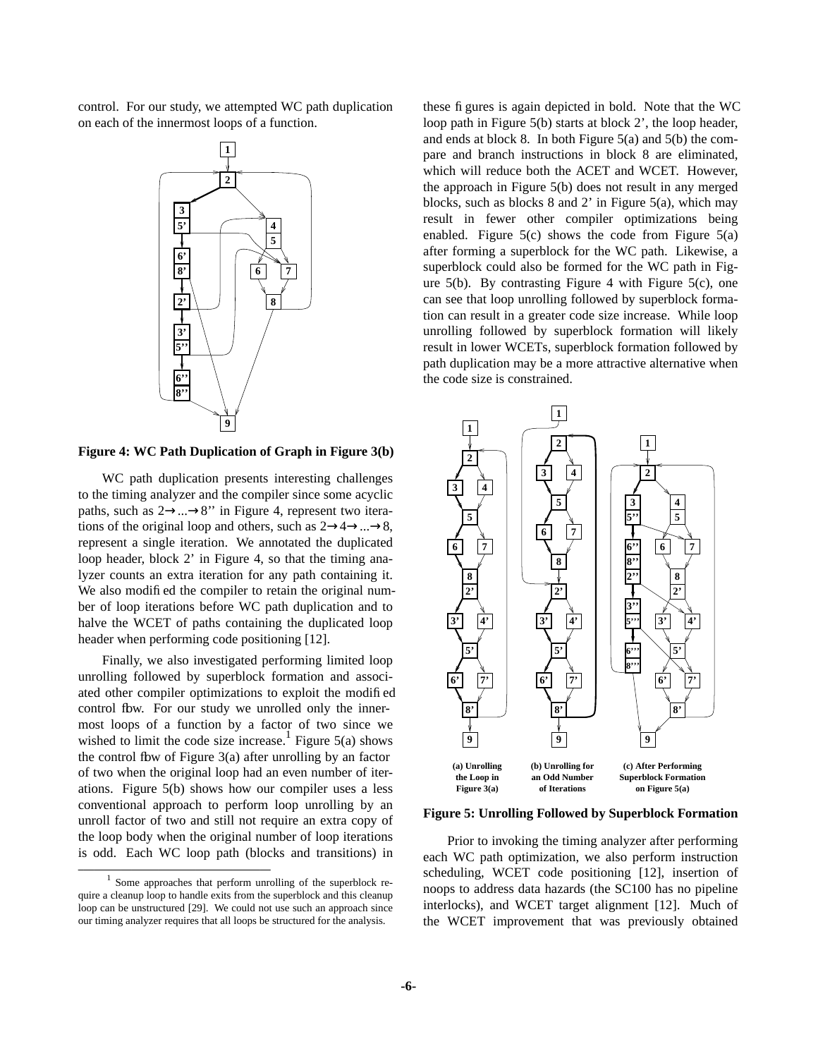control. For our study, we attempted WC path duplication on each of the innermost loops of a function.

**Figure 4: WC Path Duplication of Graph in Figure 3(b)**

WC path duplication presents interesting challenges to the timing analyzer and the compiler since some acyclic paths, such as 2→...→8'' in Figure 4, represent two iterations of the original loop and others, such as 2→4→...→8, represent a single iteration. We annotated the duplicated loop header, block 2' in Figure 4, so that the timing analyzer counts an extra iteration for any path containing it. We also modified the compiler to retain the original number of loop iterations before WC path duplication and to halve the WCET of paths containing the duplicated loop header when performing code positioning [12].

Finally, we also investigated performing limited loop unrolling followed by superblock formation and associated other compiler optimizations to exploit the modified control flow. For our study we unrolled only the innermost loops of a function by a factor of two since we wished to limit the code size increase.[1] Figure 5(a) shows the control flow of Figure 3(a) after unrolling by an factor of two when the original loop had an even number of iterations. Figure 5(b) shows how our compiler uses a less conventional approach to perform loop unrolling by an unroll factor of two and still not require an extra copy of the loop body when the original number of loop iterations is odd. Each WC loop path (blocks and transitions) in these figures is again depicted in bold. Note that the WC loop path in Figure 5(b) starts at block 2', the loop header, and ends at block 8. In both Figure 5(a) and 5(b) the compare and branch instructions in block 8 are eliminated, which will reduce both the ACET and WCET. However, the approach in Figure 5(b) does not result in any merged blocks, such as blocks 8 and 2' in Figure 5(a), which may result in fewer other compiler optimizations being enabled. Figure 5(c) shows the code from Figure 5(a) after forming a superblock for the WC path. Likewise, a superblock could also be formed for the WC path in Figure 5(b). By contrasting Figure 4 with Figure 5(c), one can see that loop unrolling followed by superblock formation can result in a greater code size increase. While loop unrolling followed by superblock formation will likely result in lower WCETs, superblock formation followed by path duplication may be a more attractive alternative when the code size is constrained.

(a) Unrolling the Loop in Figure 3(a) | (b) Unrolling for an Odd Number of Iterations | (c) After Performing Superblock Formation on Figure 5(a)

**Figure 5: Unrolling Followed by Superblock Formation**

Prior to invoking the timing analyzer after performing each WC path optimization, we also perform instruction scheduling, WCET code positioning [12], insertion of noops to address data hazards (the SC100 has no pipeline interlocks), and WCET target alignment [12]. Much of the WCET improvement that was previously obtained

[1] Some approaches that perform unrolling of the superblock require a cleanup loop to handle exits from the superblock and this cleanup loop can be unstructured [29]. We could not use such an approach since our timing analyzer requires that all loops be structured for the analysis.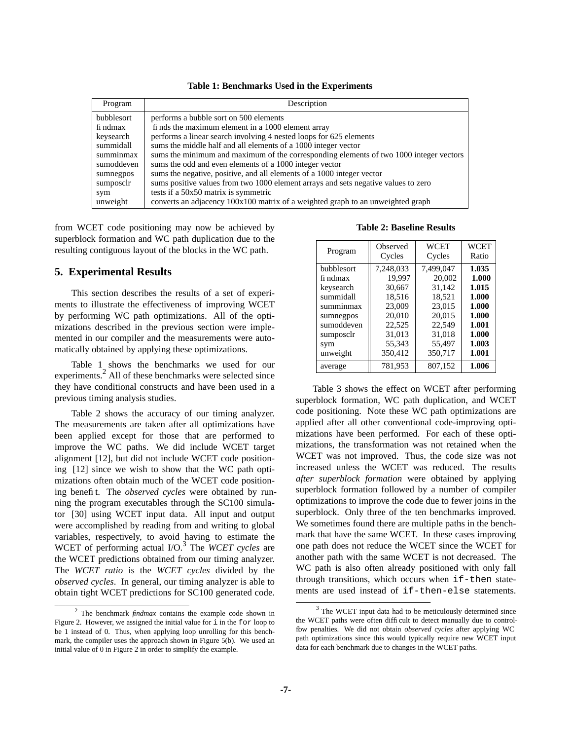**Table 1: Benchmarks Used in the Experiments**

| Program | Description |
|---|---|
| bubblesort | performs a bubble sort on 500 elements |
| findmax | finds the maximum element in a 1000 element array |
| keysearch | performs a linear search involving 4 nested loops for 625 elements |
| summidall | sums the middle half and all elements of a 1000 integer vector |
| summinmax | sums the minimum and maximum of the corresponding elements of two 1000 integer vectors |
| sumoddeven | sums the odd and even elements of a 1000 integer vector |
| sumnegpos | sums the negative, positive, and all elements of a 1000 integer vector |
| sumposclr | sums positive values from two 1000 element arrays and sets negative values to zero |
| sym | tests if a 50x50 matrix is symmetric |
| unweight | converts an adjacency 100x100 matrix of a weighted graph to an unweighted graph |

from WCET code positioning may now be achieved by superblock formation and WC path duplication due to the resulting contiguous layout of the blocks in the WC path.

## 5. Experimental Results

This section describes the results of a set of experiments to illustrate the effectiveness of improving WCET by performing WC path optimizations. All of the optimizations described in the previous section were implemented in our compiler and the measurements were automatically obtained by applying these optimizations.

Table 1 shows the benchmarks we used for our experiments.[2] All of these benchmarks were selected since they have conditional constructs and have been used in a previous timing analysis studies.

Table 2 shows the accuracy of our timing analyzer. The measurements are taken after all optimizations have been applied except for those that are performed to improve the WC paths. We did include WCET target alignment [12], but did not include WCET code positioning [12] since we wish to show that the WC path optimizations often obtain much of the WCET code positioning benefit. The *observed cycles* were obtained by running the program executables through the SC100 simulator [30] using WCET input data. All input and output were accomplished by reading from and writing to global variables, respectively, to avoid having to estimate the WCET of performing actual I/O.[3] The *WCET cycles* are the WCET predictions obtained from our timing analyzer. The *WCET ratio* is the *WCET cycles* divided by the *observed cycles*. In general, our timing analyzer is able to obtain tight WCET predictions for SC100 generated code.

**Table 2: Baseline Results**

| Program | Observed Cycles | WCET Cycles | WCET Ratio |
|---|---|---|---|
| bubblesort | 7,248,033 | 7,499,047 | **1.035** |
| findmax | 19,997 | 20,002 | **1.000** |
| keysearch | 30,667 | 31,142 | **1.015** |
| summidall | 18,516 | 18,521 | **1.000** |
| summinmax | 23,009 | 23,015 | **1.000** |
| sumnegpos | 20,010 | 20,015 | **1.000** |
| sumoddeven | 22,525 | 22,549 | **1.001** |
| sumposclr | 31,013 | 31,018 | **1.000** |
| sym | 55,343 | 55,497 | **1.003** |
| unweight | 350,412 | 350,717 | **1.001** |
| average | 781,953 | 807,152 | **1.006** |

Table 3 shows the effect on WCET after performing superblock formation, WC path duplication, and WCET code positioning. Note these WC path optimizations are applied after all other conventional code-improving optimizations have been performed. For each of these optimizations, the transformation was not retained when the WCET was not improved. Thus, the code size was not increased unless the WCET was reduced. The results *after superblock formation* were obtained by applying superblock formation followed by a number of compiler optimizations to improve the code due to fewer joins in the superblock. Only three of the ten benchmarks improved. We sometimes found there are multiple paths in the benchmark that have the same WCET. In these cases improving one path does not reduce the WCET since the WCET for another path with the same WCET is not decreased. The WC path is also often already positioned with only fall through transitions, which occurs when `if-then` statements are used instead of `if-then-else` statements.

---

[2] The benchmark *findmax* contains the example code shown in Figure 2. However, we assigned the initial value for `i` in the `for` loop to be 1 instead of 0. Thus, when applying loop unrolling for this benchmark, the compiler uses the approach shown in Figure 5(b). We used an initial value of 0 in Figure 2 in order to simplify the example.

[3] The WCET input data had to be meticulously determined since the WCET paths were often difficult to detect manually due to control-flow penalties. We did not obtain *observed cycles* after applying WC path optimizations since this would typically require new WCET input data for each benchmark due to changes in the WCET paths.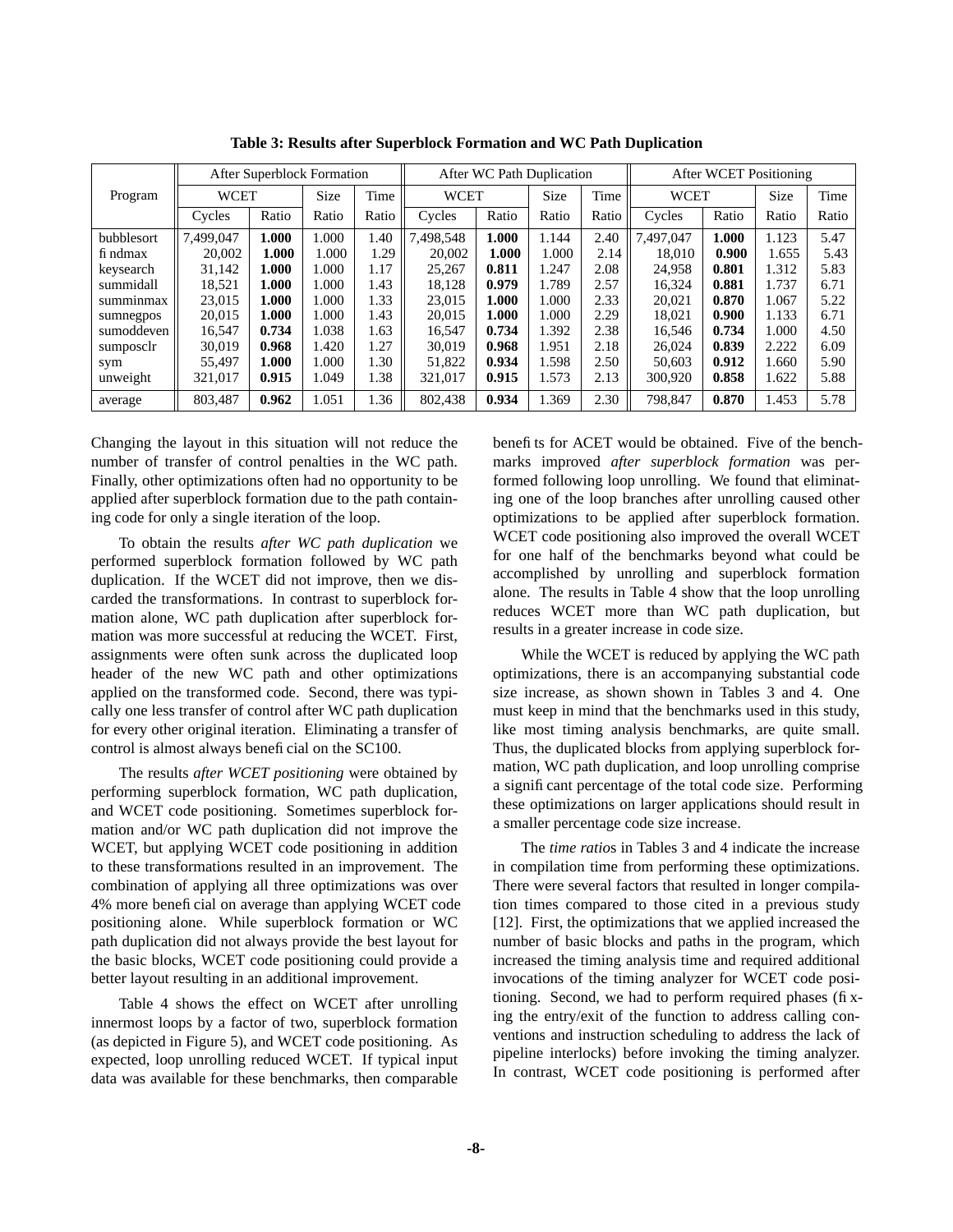**Table 3: Results after Superblock Formation and WC Path Duplication**

| Program | After Superblock Formation | | | | After WC Path Duplication | | | | After WCET Positioning | | | |
|---|---|---|---|---|---|---|---|---|---|---|---|---|
| | WCET | | Size | Time | WCET | | Size | Time | WCET | | Size | Time |
| | Cycles | Ratio | Ratio | Ratio | Cycles | Ratio | Ratio | Ratio | Cycles | Ratio | Ratio | Ratio |
| bubblesort | 7,499,047 | **1.000** | 1.000 | 1.40 | 7,498,548 | **1.000** | 1.144 | 2.40 | 7,497,047 | **1.000** | 1.123 | 5.47 |
| findmax | 20,002 | **1.000** | 1.000 | 1.29 | 20,002 | **1.000** | 1.000 | 2.14 | 18,010 | **0.900** | 1.655 | 5.43 |
| keysearch | 31,142 | **1.000** | 1.000 | 1.17 | 25,267 | **0.811** | 1.247 | 2.08 | 24,958 | **0.801** | 1.312 | 5.83 |
| summidall | 18,521 | **1.000** | 1.000 | 1.43 | 18,128 | **0.979** | 1.789 | 2.57 | 16,324 | **0.881** | 1.737 | 6.71 |
| summinmax | 23,015 | **1.000** | 1.000 | 1.33 | 23,015 | **1.000** | 1.000 | 2.33 | 20,021 | **0.870** | 1.067 | 5.22 |
| sumnegpos | 20,015 | **1.000** | 1.000 | 1.43 | 20,015 | **1.000** | 1.000 | 2.29 | 18,021 | **0.900** | 1.133 | 6.71 |
| sumoddeven | 16,547 | **0.734** | 1.038 | 1.63 | 16,547 | **0.734** | 1.392 | 2.38 | 16,546 | **0.734** | 1.000 | 4.50 |
| sumposclr | 30,019 | **0.968** | 1.420 | 1.27 | 30,019 | **0.968** | 1.951 | 2.18 | 26,024 | **0.839** | 2.222 | 6.09 |
| sym | 55,497 | **1.000** | 1.000 | 1.30 | 51,822 | **0.934** | 1.598 | 2.50 | 50,603 | **0.912** | 1.660 | 5.90 |
| unweight | 321,017 | **0.915** | 1.049 | 1.38 | 321,017 | **0.915** | 1.573 | 2.13 | 300,920 | **0.858** | 1.622 | 5.88 |
| average | 803,487 | **0.962** | 1.051 | 1.36 | 802,438 | **0.934** | 1.369 | 2.30 | 798,847 | **0.870** | 1.453 | 5.78 |

Changing the layout in this situation will not reduce the number of transfer of control penalties in the WC path. Finally, other optimizations often had no opportunity to be applied after superblock formation due to the path containing code for only a single iteration of the loop.

To obtain the results *after WC path duplication* we performed superblock formation followed by WC path duplication. If the WCET did not improve, then we discarded the transformations. In contrast to superblock formation alone, WC path duplication after superblock formation was more successful at reducing the WCET. First, assignments were often sunk across the duplicated loop header of the new WC path and other optimizations applied on the transformed code. Second, there was typically one less transfer of control after WC path duplication for every other original iteration. Eliminating a transfer of control is almost always beneficial on the SC100.

The results *after WCET positioning* were obtained by performing superblock formation, WC path duplication, and WCET code positioning. Sometimes superblock formation and/or WC path duplication did not improve the WCET, but applying WCET code positioning in addition to these transformations resulted in an improvement. The combination of applying all three optimizations was over 4% more beneficial on average than applying WCET code positioning alone. While superblock formation or WC path duplication did not always provide the best layout for the basic blocks, WCET code positioning could provide a better layout resulting in an additional improvement.

Table 4 shows the effect on WCET after unrolling innermost loops by a factor of two, superblock formation (as depicted in Figure 5), and WCET code positioning. As expected, loop unrolling reduced WCET. If typical input data was available for these benchmarks, then comparable benefits for ACET would be obtained. Five of the benchmarks improved *after superblock formation* was performed following loop unrolling. We found that eliminating one of the loop branches after unrolling caused other optimizations to be applied after superblock formation. WCET code positioning also improved the overall WCET for one half of the benchmarks beyond what could be accomplished by unrolling and superblock formation alone. The results in Table 4 show that the loop unrolling reduces WCET more than WC path duplication, but results in a greater increase in code size.

While the WCET is reduced by applying the WC path optimizations, there is an accompanying substantial code size increase, as shown shown in Tables 3 and 4. One must keep in mind that the benchmarks used in this study, like most timing analysis benchmarks, are quite small. Thus, the duplicated blocks from applying superblock formation, WC path duplication, and loop unrolling comprise a significant percentage of the total code size. Performing these optimizations on larger applications should result in a smaller percentage code size increase.

The *time ratio*s in Tables 3 and 4 indicate the increase in compilation time from performing these optimizations. There were several factors that resulted in longer compilation times compared to those cited in a previous study [12]. First, the optimizations that we applied increased the number of basic blocks and paths in the program, which increased the timing analysis time and required additional invocations of the timing analyzer for WCET code positioning. Second, we had to perform required phases (fixing the entry/exit of the function to address calling conventions and instruction scheduling to address the lack of pipeline interlocks) before invoking the timing analyzer. In contrast, WCET code positioning is performed after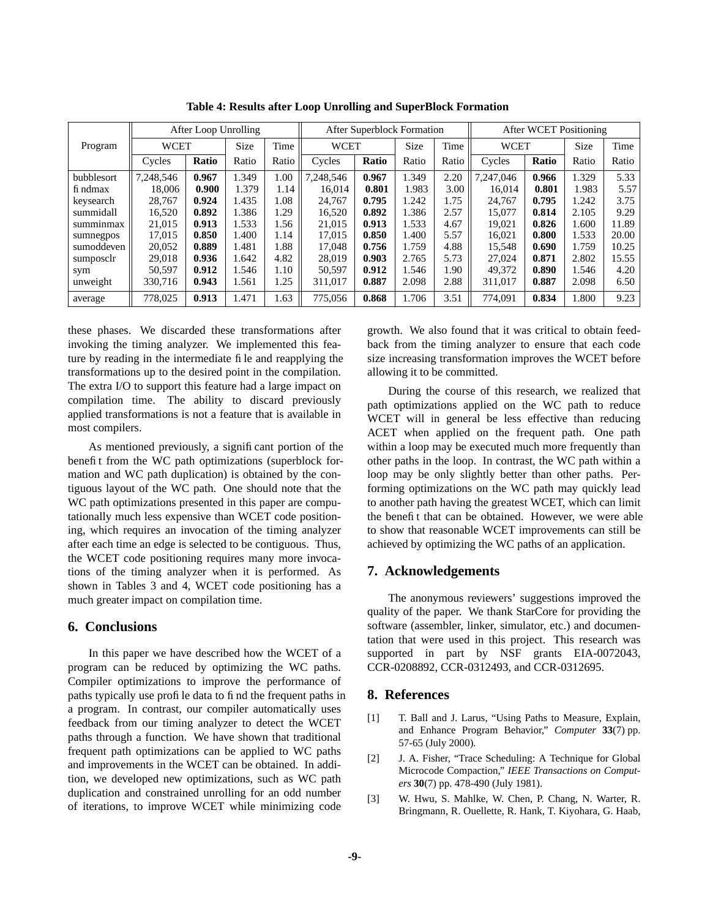**Table 4: Results after Loop Unrolling and SuperBlock Formation**

| Program | After Loop Unrolling | | | | After Superblock Formation | | | | After WCET Positioning | | | |
|---|---|---|---|---|---|---|---|---|---|---|---|---|
| | WCET | | Size | Time | WCET | | Size | Time | WCET | | Size | Time |
| | Cycles | **Ratio** | Ratio | Ratio | Cycles | **Ratio** | Ratio | Ratio | Cycles | **Ratio** | Ratio | Ratio |
| bubblesort | 7,248,546 | **0.967** | 1.349 | 1.00 | 7,248,546 | **0.967** | 1.349 | 2.20 | 7,247,046 | **0.966** | 1.329 | 5.33 |
| findmax | 18,006 | **0.900** | 1.379 | 1.14 | 16,014 | **0.801** | 1.983 | 3.00 | 16,014 | **0.801** | 1.983 | 5.57 |
| keysearch | 28,767 | **0.924** | 1.435 | 1.08 | 24,767 | **0.795** | 1.242 | 1.75 | 24,767 | **0.795** | 1.242 | 3.75 |
| summidall | 16,520 | **0.892** | 1.386 | 1.29 | 16,520 | **0.892** | 1.386 | 2.57 | 15,077 | **0.814** | 2.105 | 9.29 |
| summinmax | 21,015 | **0.913** | 1.533 | 1.56 | 21,015 | **0.913** | 1.533 | 4.67 | 19,021 | **0.826** | 1.600 | 11.89 |
| sumnegpos | 17,015 | **0.850** | 1.400 | 1.14 | 17,015 | **0.850** | 1.400 | 5.57 | 16,021 | **0.800** | 1.533 | 20.00 |
| sumoddeven | 20,052 | **0.889** | 1.481 | 1.88 | 17,048 | **0.756** | 1.759 | 4.88 | 15,548 | **0.690** | 1.759 | 10.25 |
| sumposclr | 29,018 | **0.936** | 1.642 | 4.82 | 28,019 | **0.903** | 2.765 | 5.73 | 27,024 | **0.871** | 2.802 | 15.55 |
| sym | 50,597 | **0.912** | 1.546 | 1.10 | 50,597 | **0.912** | 1.546 | 1.90 | 49,372 | **0.890** | 1.546 | 4.20 |
| unweight | 330,716 | **0.943** | 1.561 | 1.25 | 311,017 | **0.887** | 2.098 | 2.88 | 311,017 | **0.887** | 2.098 | 6.50 |
| average | 778,025 | **0.913** | 1.471 | 1.63 | 775,056 | **0.868** | 1.706 | 3.51 | 774,091 | **0.834** | 1.800 | 9.23 |

these phases. We discarded these transformations after invoking the timing analyzer. We implemented this feature by reading in the intermediate file and reapplying the transformations up to the desired point in the compilation. The extra I/O to support this feature had a large impact on compilation time. The ability to discard previously applied transformations is not a feature that is available in most compilers.

As mentioned previously, a significant portion of the benefit from the WC path optimizations (superblock formation and WC path duplication) is obtained by the contiguous layout of the WC path. One should note that the WC path optimizations presented in this paper are computationally much less expensive than WCET code positioning, which requires an invocation of the timing analyzer after each time an edge is selected to be contiguous. Thus, the WCET code positioning requires many more invocations of the timing analyzer when it is performed. As shown in Tables 3 and 4, WCET code positioning has a much greater impact on compilation time.

## 6. Conclusions

In this paper we have described how the WCET of a program can be reduced by optimizing the WC paths. Compiler optimizations to improve the performance of paths typically use profile data to find the frequent paths in a program. In contrast, our compiler automatically uses feedback from our timing analyzer to detect the WCET paths through a function. We have shown that traditional frequent path optimizations can be applied to WC paths and improvements in the WCET can be obtained. In addition, we developed new optimizations, such as WC path duplication and constrained unrolling for an odd number of iterations, to improve WCET while minimizing code growth. We also found that it was critical to obtain feedback from the timing analyzer to ensure that each code size increasing transformation improves the WCET before allowing it to be committed.

During the course of this research, we realized that path optimizations applied on the WC path to reduce WCET will in general be less effective than reducing ACET when applied on the frequent path. One path within a loop may be executed much more frequently than other paths in the loop. In contrast, the WC path within a loop may be only slightly better than other paths. Performing optimizations on the WC path may quickly lead to another path having the greatest WCET, which can limit the benefit that can be obtained. However, we were able to show that reasonable WCET improvements can still be achieved by optimizing the WC paths of an application.

## 7. Acknowledgements

The anonymous reviewers' suggestions improved the quality of the paper. We thank StarCore for providing the software (assembler, linker, simulator, etc.) and documentation that were used in this project. This research was supported in part by NSF grants EIA-0072043, CCR-0208892, CCR-0312493, and CCR-0312695.

## 8. References

[1] T. Ball and J. Larus, "Using Paths to Measure, Explain, and Enhance Program Behavior," *Computer* **33**(7) pp. 57-65 (July 2000).

[2] J. A. Fisher, "Trace Scheduling: A Technique for Global Microcode Compaction," *IEEE Transactions on Computers* **30**(7) pp. 478-490 (July 1981).

[3] W. Hwu, S. Mahlke, W. Chen, P. Chang, N. Warter, R. Bringmann, R. Ouellette, R. Hank, T. Kiyohara, G. Haab,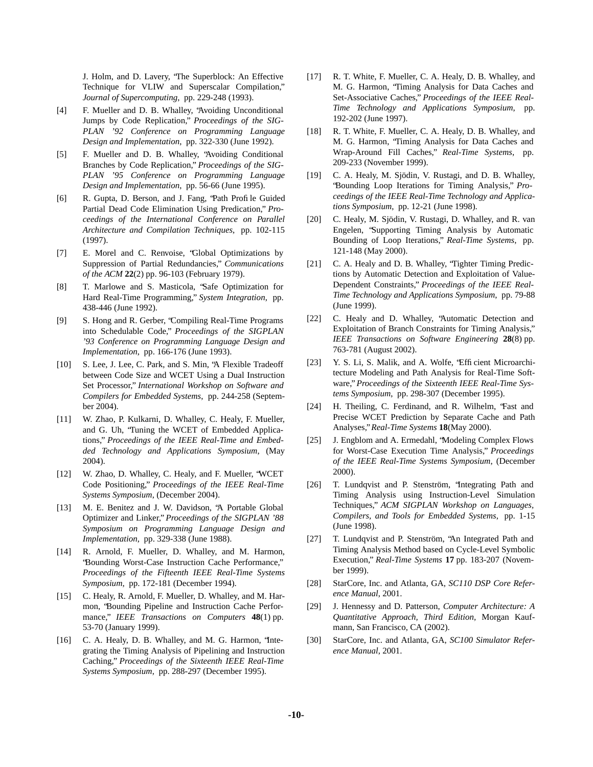J. Holm, and D. Lavery, "The Superblock: An Effective Technique for VLIW and Superscalar Compilation," *Journal of Supercomputing*, pp. 229-248 (1993).

[4] F. Mueller and D. B. Whalley, "Avoiding Unconditional Jumps by Code Replication," *Proceedings of the SIGPLAN '92 Conference on Programming Language Design and Implementation*, pp. 322-330 (June 1992).

[5] F. Mueller and D. B. Whalley, "Avoiding Conditional Branches by Code Replication," *Proceedings of the SIGPLAN '95 Conference on Programming Language Design and Implementation*, pp. 56-66 (June 1995).

[6] R. Gupta, D. Berson, and J. Fang, "Path Profile Guided Partial Dead Code Elimination Using Predication," *Proceedings of the International Conference on Parallel Architecture and Compilation Techniques*, pp. 102-115 (1997).

[7] E. Morel and C. Renvoise, "Global Optimizations by Suppression of Partial Redundancies," *Communications of the ACM* **22**(2) pp. 96-103 (February 1979).

[8] T. Marlowe and S. Masticola, "Safe Optimization for Hard Real-Time Programming," *System Integration*, pp. 438-446 (June 1992).

[9] S. Hong and R. Gerber, "Compiling Real-Time Programs into Schedulable Code," *Proceedings of the SIGPLAN '93 Conference on Programming Language Design and Implementation*, pp. 166-176 (June 1993).

[10] S. Lee, J. Lee, C. Park, and S. Min, "A Flexible Tradeoff between Code Size and WCET Using a Dual Instruction Set Processor," *International Workshop on Software and Compilers for Embedded Systems*, pp. 244-258 (September 2004).

[11] W. Zhao, P. Kulkarni, D. Whalley, C. Healy, F. Mueller, and G. Uh, "Tuning the WCET of Embedded Applications," *Proceedings of the IEEE Real-Time and Embedded Technology and Applications Symposium*, (May 2004).

[12] W. Zhao, D. Whalley, C. Healy, and F. Mueller, "WCET Code Positioning," *Proceedings of the IEEE Real-Time Systems Symposium*, (December 2004).

[13] M. E. Benitez and J. W. Davidson, "A Portable Global Optimizer and Linker," *Proceedings of the SIGPLAN '88 Symposium on Programming Language Design and Implementation*, pp. 329-338 (June 1988).

[14] R. Arnold, F. Mueller, D. Whalley, and M. Harmon, "Bounding Worst-Case Instruction Cache Performance," *Proceedings of the Fifteenth IEEE Real-Time Systems Symposium*, pp. 172-181 (December 1994).

[15] C. Healy, R. Arnold, F. Mueller, D. Whalley, and M. Harmon, "Bounding Pipeline and Instruction Cache Performance," *IEEE Transactions on Computers* **48**(1) pp. 53-70 (January 1999).

[16] C. A. Healy, D. B. Whalley, and M. G. Harmon, "Integrating the Timing Analysis of Pipelining and Instruction Caching," *Proceedings of the Sixteenth IEEE Real-Time Systems Symposium*, pp. 288-297 (December 1995).

[17] R. T. White, F. Mueller, C. A. Healy, D. B. Whalley, and M. G. Harmon, "Timing Analysis for Data Caches and Set-Associative Caches," *Proceedings of the IEEE Real-Time Technology and Applications Symposium*, pp. 192-202 (June 1997).

[18] R. T. White, F. Mueller, C. A. Healy, D. B. Whalley, and M. G. Harmon, "Timing Analysis for Data Caches and Wrap-Around Fill Caches," *Real-Time Systems*, pp. 209-233 (November 1999).

[19] C. A. Healy, M. Sjödin, V. Rustagi, and D. B. Whalley, "Bounding Loop Iterations for Timing Analysis," *Proceedings of the IEEE Real-Time Technology and Applications Symposium*, pp. 12-21 (June 1998).

[20] C. Healy, M. Sjödin, V. Rustagi, D. Whalley, and R. van Engelen, "Supporting Timing Analysis by Automatic Bounding of Loop Iterations," *Real-Time Systems*, pp. 121-148 (May 2000).

[21] C. A. Healy and D. B. Whalley, "Tighter Timing Predictions by Automatic Detection and Exploitation of Value-Dependent Constraints," *Proceedings of the IEEE Real-Time Technology and Applications Symposium*, pp. 79-88 (June 1999).

[22] C. Healy and D. Whalley, "Automatic Detection and Exploitation of Branch Constraints for Timing Analysis," *IEEE Transactions on Software Engineering* **28**(8) pp. 763-781 (August 2002).

[23] Y. S. Li, S. Malik, and A. Wolfe, "Efficient Microarchitecture Modeling and Path Analysis for Real-Time Software," *Proceedings of the Sixteenth IEEE Real-Time Systems Symposium*, pp. 298-307 (December 1995).

[24] H. Theiling, C. Ferdinand, and R. Wilhelm, "Fast and Precise WCET Prediction by Separate Cache and Path Analyses," *Real-Time Systems* **18**(May 2000).

[25] J. Engblom and A. Ermedahl, "Modeling Complex Flows for Worst-Case Execution Time Analysis," *Proceedings of the IEEE Real-Time Systems Symposium*, (December 2000).

[26] T. Lundqvist and P. Stenström, "Integrating Path and Timing Analysis using Instruction-Level Simulation Techniques," *ACM SIGPLAN Workshop on Languages, Compilers, and Tools for Embedded Systems*, pp. 1-15 (June 1998).

[27] T. Lundqvist and P. Stenström, "An Integrated Path and Timing Analysis Method based on Cycle-Level Symbolic Execution," *Real-Time Systems* **17** pp. 183-207 (November 1999).

[28] StarCore, Inc. and Atlanta, GA, *SC110 DSP Core Reference Manual*, 2001.

[29] J. Hennessy and D. Patterson, *Computer Architecture: A Quantitative Approach, Third Edition*, Morgan Kaufmann, San Francisco, CA (2002).

[30] StarCore, Inc. and Atlanta, GA, *SC100 Simulator Reference Manual*, 2001.